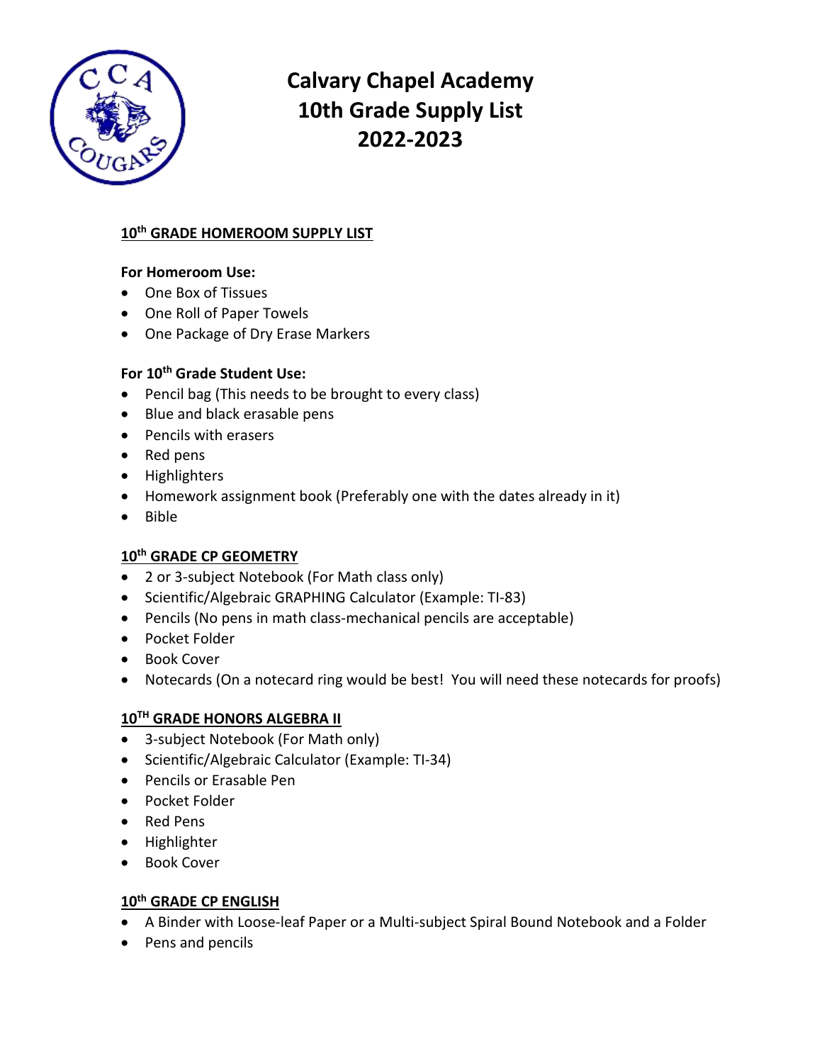# Calvary Chapel Academy
# 10th Grade Supply List
# 2022-2023

## 10th GRADE HOMEROOM SUPPLY LIST

**For Homeroom Use:**

- One Box of Tissues
- One Roll of Paper Towels
- One Package of Dry Erase Markers

**For 10th Grade Student Use:**

- Pencil bag (This needs to be brought to every class)
- Blue and black erasable pens
- Pencils with erasers
- Red pens
- Highlighters
- Homework assignment book (Preferably one with the dates already in it)
- Bible

## 10th GRADE CP GEOMETRY

- 2 or 3-subject Notebook (For Math class only)
- Scientific/Algebraic GRAPHING Calculator (Example: TI-83)
- Pencils (No pens in math class-mechanical pencils are acceptable)
- Pocket Folder
- Book Cover
- Notecards (On a notecard ring would be best! You will need these notecards for proofs)

## 10TH GRADE HONORS ALGEBRA II

- 3-subject Notebook (For Math only)
- Scientific/Algebraic Calculator (Example: TI-34)
- Pencils or Erasable Pen
- Pocket Folder
- Red Pens
- Highlighter
- Book Cover

## 10th GRADE CP ENGLISH

- A Binder with Loose-leaf Paper or a Multi-subject Spiral Bound Notebook and a Folder
- Pens and pencils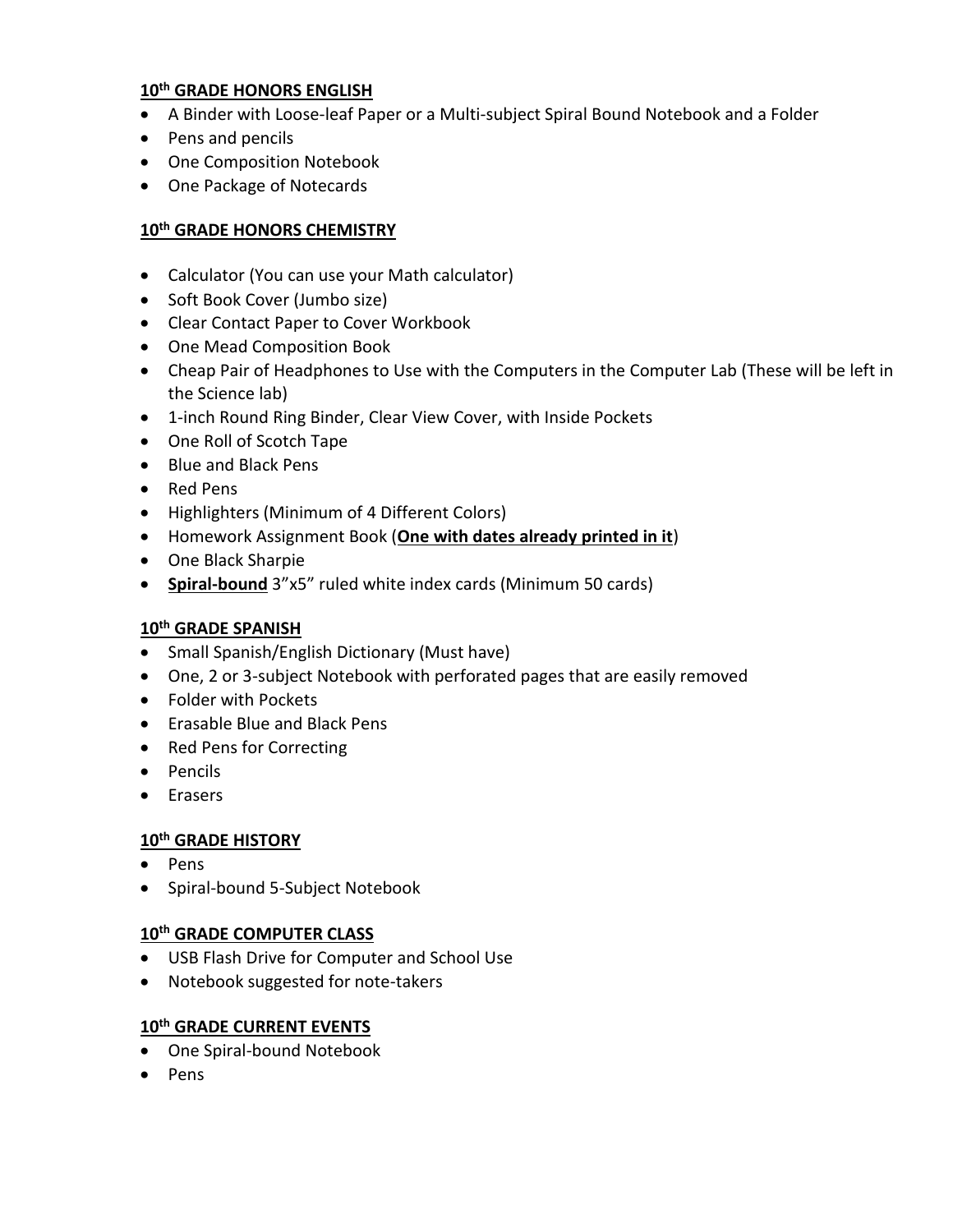**10th GRADE HONORS ENGLISH**

- A Binder with Loose-leaf Paper or a Multi-subject Spiral Bound Notebook and a Folder
- Pens and pencils
- One Composition Notebook
- One Package of Notecards

**10th GRADE HONORS CHEMISTRY**

- Calculator (You can use your Math calculator)
- Soft Book Cover (Jumbo size)
- Clear Contact Paper to Cover Workbook
- One Mead Composition Book
- Cheap Pair of Headphones to Use with the Computers in the Computer Lab (These will be left in the Science lab)
- 1-inch Round Ring Binder, Clear View Cover, with Inside Pockets
- One Roll of Scotch Tape
- Blue and Black Pens
- Red Pens
- Highlighters (Minimum of 4 Different Colors)
- Homework Assignment Book (**One with dates already printed in it**)
- One Black Sharpie
- **Spiral-bound** 3"x5" ruled white index cards (Minimum 50 cards)

**10th GRADE SPANISH**

- Small Spanish/English Dictionary (Must have)
- One, 2 or 3-subject Notebook with perforated pages that are easily removed
- Folder with Pockets
- Erasable Blue and Black Pens
- Red Pens for Correcting
- Pencils
- Erasers

**10th GRADE HISTORY**

- Pens
- Spiral-bound 5-Subject Notebook

**10th GRADE COMPUTER CLASS**

- USB Flash Drive for Computer and School Use
- Notebook suggested for note-takers

**10th GRADE CURRENT EVENTS**

- One Spiral-bound Notebook
- Pens